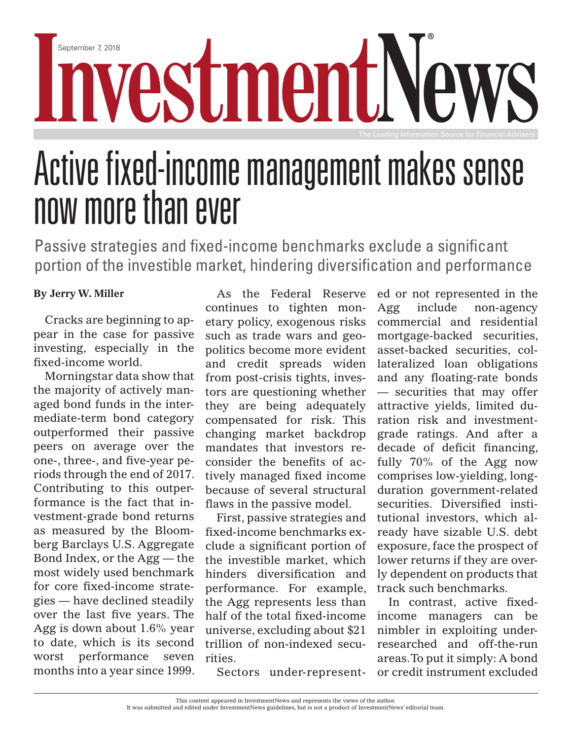September 7, 2018

# Active fixed-income management makes sense now more than ever

## Passive strategies and fixed-income benchmarks exclude a significant portion of the investible market, hindering diversification and performance

**By Jerry W. Miller**

Cracks are beginning to appear in the case for passive investing, especially in the fixed-income world.

Morningstar data show that the majority of actively managed bond funds in the intermediate-term bond category outperformed their passive peers on average over the one-, three-, and five-year periods through the end of 2017. Contributing to this outperformance is the fact that investment-grade bond returns as measured by the Bloomberg Barclays U.S. Aggregate Bond Index, or the Agg — the most widely used benchmark for core fixed-income strategies — have declined steadily over the last five years. The Agg is down about 1.6% year to date, which is its second worst performance seven months into a year since 1999.

As the Federal Reserve continues to tighten monetary policy, exogenous risks such as trade wars and geopolitics become more evident and credit spreads widen from post-crisis tights, investors are questioning whether they are being adequately compensated for risk. This changing market backdrop mandates that investors reconsider the benefits of actively managed fixed income because of several structural flaws in the passive model.

First, passive strategies and fixed-income benchmarks exclude a significant portion of the investible market, which hinders diversification and performance. For example, the Agg represents less than half of the total fixed-income universe, excluding about $21 trillion of non-indexed securities.

Sectors under-represented or not represented in the Agg include non-agency commercial and residential mortgage-backed securities, asset-backed securities, collateralized loan obligations and any floating-rate bonds — securities that may offer attractive yields, limited duration risk and investment-grade ratings. And after a decade of deficit financing, fully 70% of the Agg now comprises low-yielding, long-duration government-related securities. Diversified institutional investors, which already have sizable U.S. debt exposure, face the prospect of lower returns if they are overly dependent on products that track such benchmarks.

In contrast, active fixed-income managers can be nimbler in exploiting under-researched and off-the-run areas. To put it simply: A bond or credit instrument excluded

This content appeared in InvestmentNews and represents the views of the author.
It was submitted and edited under InvestmentNews guidelines, but is not a product of InvestmentNews' editorial team.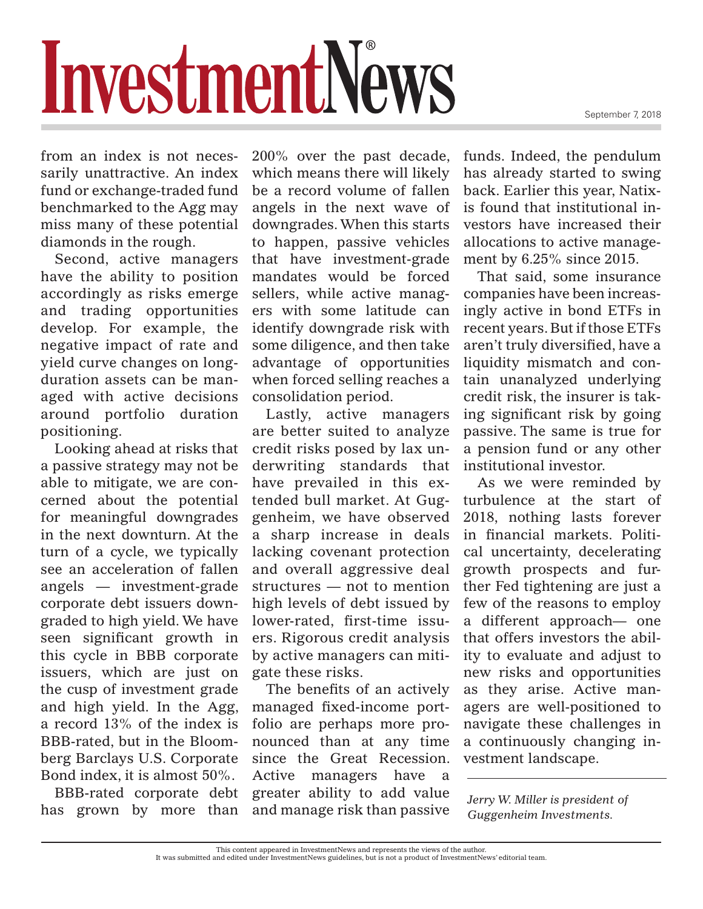from an index is not necessarily unattractive. An index fund or exchange-traded fund benchmarked to the Agg may miss many of these potential diamonds in the rough.

Second, active managers have the ability to position accordingly as risks emerge and trading opportunities develop. For example, the negative impact of rate and yield curve changes on long-duration assets can be managed with active decisions around portfolio duration positioning.

Looking ahead at risks that a passive strategy may not be able to mitigate, we are concerned about the potential for meaningful downgrades in the next downturn. At the turn of a cycle, we typically see an acceleration of fallen angels — investment-grade corporate debt issuers downgraded to high yield. We have seen significant growth in this cycle in BBB corporate issuers, which are just on the cusp of investment grade and high yield. In the Agg, a record 13% of the index is BBB-rated, but in the Bloomberg Barclays U.S. Corporate Bond index, it is almost 50%.

BBB-rated corporate debt has grown by more than 200% over the past decade, which means there will likely be a record volume of fallen angels in the next wave of downgrades. When this starts to happen, passive vehicles that have investment-grade mandates would be forced sellers, while active managers with some latitude can identify downgrade risk with some diligence, and then take advantage of opportunities when forced selling reaches a consolidation period.

Lastly, active managers are better suited to analyze credit risks posed by lax underwriting standards that have prevailed in this extended bull market. At Guggenheim, we have observed a sharp increase in deals lacking covenant protection and overall aggressive deal structures — not to mention high levels of debt issued by lower-rated, first-time issuers. Rigorous credit analysis by active managers can mitigate these risks.

The benefits of an actively managed fixed-income portfolio are perhaps more pronounced than at any time since the Great Recession. Active managers have a greater ability to add value and manage risk than passive funds. Indeed, the pendulum has already started to swing back. Earlier this year, Natixis found that institutional investors have increased their allocations to active management by 6.25% since 2015.

That said, some insurance companies have been increasingly active in bond ETFs in recent years. But if those ETFs aren't truly diversified, have a liquidity mismatch and contain unanalyzed underlying credit risk, the insurer is taking significant risk by going passive. The same is true for a pension fund or any other institutional investor.

As we were reminded by turbulence at the start of 2018, nothing lasts forever in financial markets. Political uncertainty, decelerating growth prospects and further Fed tightening are just a few of the reasons to employ a different approach— one that offers investors the ability to evaluate and adjust to new risks and opportunities as they arise. Active managers are well-positioned to navigate these challenges in a continuously changing investment landscape.

---

*Jerry W. Miller is president of Guggenheim Investments.*

This content appeared in InvestmentNews and represents the views of the author.
It was submitted and edited under InvestmentNews guidelines, but is not a product of InvestmentNews' editorial team.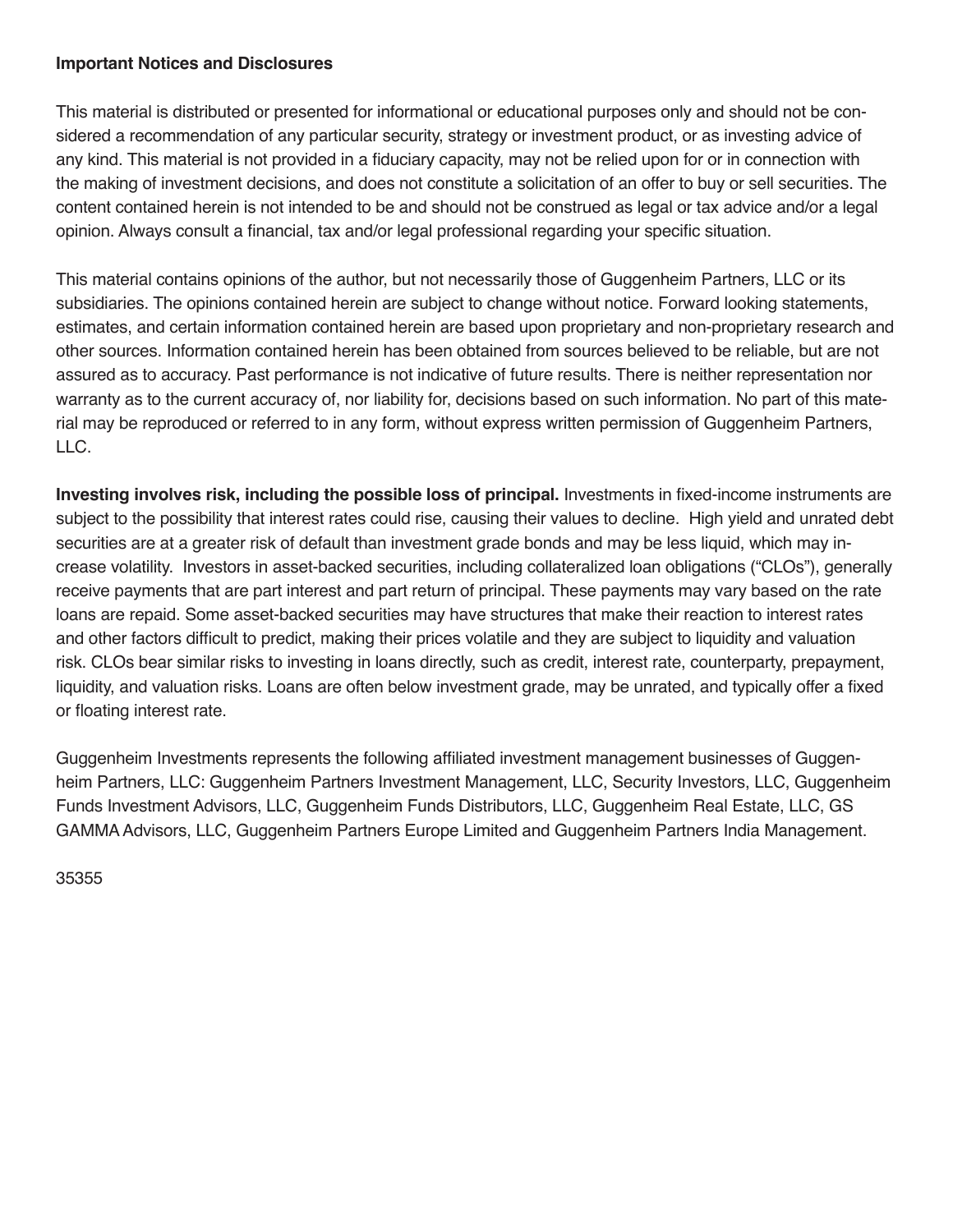**Important Notices and Disclosures**

This material is distributed or presented for informational or educational purposes only and should not be considered a recommendation of any particular security, strategy or investment product, or as investing advice of any kind. This material is not provided in a fiduciary capacity, may not be relied upon for or in connection with the making of investment decisions, and does not constitute a solicitation of an offer to buy or sell securities. The content contained herein is not intended to be and should not be construed as legal or tax advice and/or a legal opinion. Always consult a financial, tax and/or legal professional regarding your specific situation.

This material contains opinions of the author, but not necessarily those of Guggenheim Partners, LLC or its subsidiaries. The opinions contained herein are subject to change without notice. Forward looking statements, estimates, and certain information contained herein are based upon proprietary and non-proprietary research and other sources. Information contained herein has been obtained from sources believed to be reliable, but are not assured as to accuracy. Past performance is not indicative of future results. There is neither representation nor warranty as to the current accuracy of, nor liability for, decisions based on such information. No part of this material may be reproduced or referred to in any form, without express written permission of Guggenheim Partners, LLC.

**Investing involves risk, including the possible loss of principal.** Investments in fixed-income instruments are subject to the possibility that interest rates could rise, causing their values to decline. High yield and unrated debt securities are at a greater risk of default than investment grade bonds and may be less liquid, which may increase volatility. Investors in asset-backed securities, including collateralized loan obligations ("CLOs"), generally receive payments that are part interest and part return of principal. These payments may vary based on the rate loans are repaid. Some asset-backed securities may have structures that make their reaction to interest rates and other factors difficult to predict, making their prices volatile and they are subject to liquidity and valuation risk. CLOs bear similar risks to investing in loans directly, such as credit, interest rate, counterparty, prepayment, liquidity, and valuation risks. Loans are often below investment grade, may be unrated, and typically offer a fixed or floating interest rate.

Guggenheim Investments represents the following affiliated investment management businesses of Guggenheim Partners, LLC: Guggenheim Partners Investment Management, LLC, Security Investors, LLC, Guggenheim Funds Investment Advisors, LLC, Guggenheim Funds Distributors, LLC, Guggenheim Real Estate, LLC, GS GAMMA Advisors, LLC, Guggenheim Partners Europe Limited and Guggenheim Partners India Management.

35355